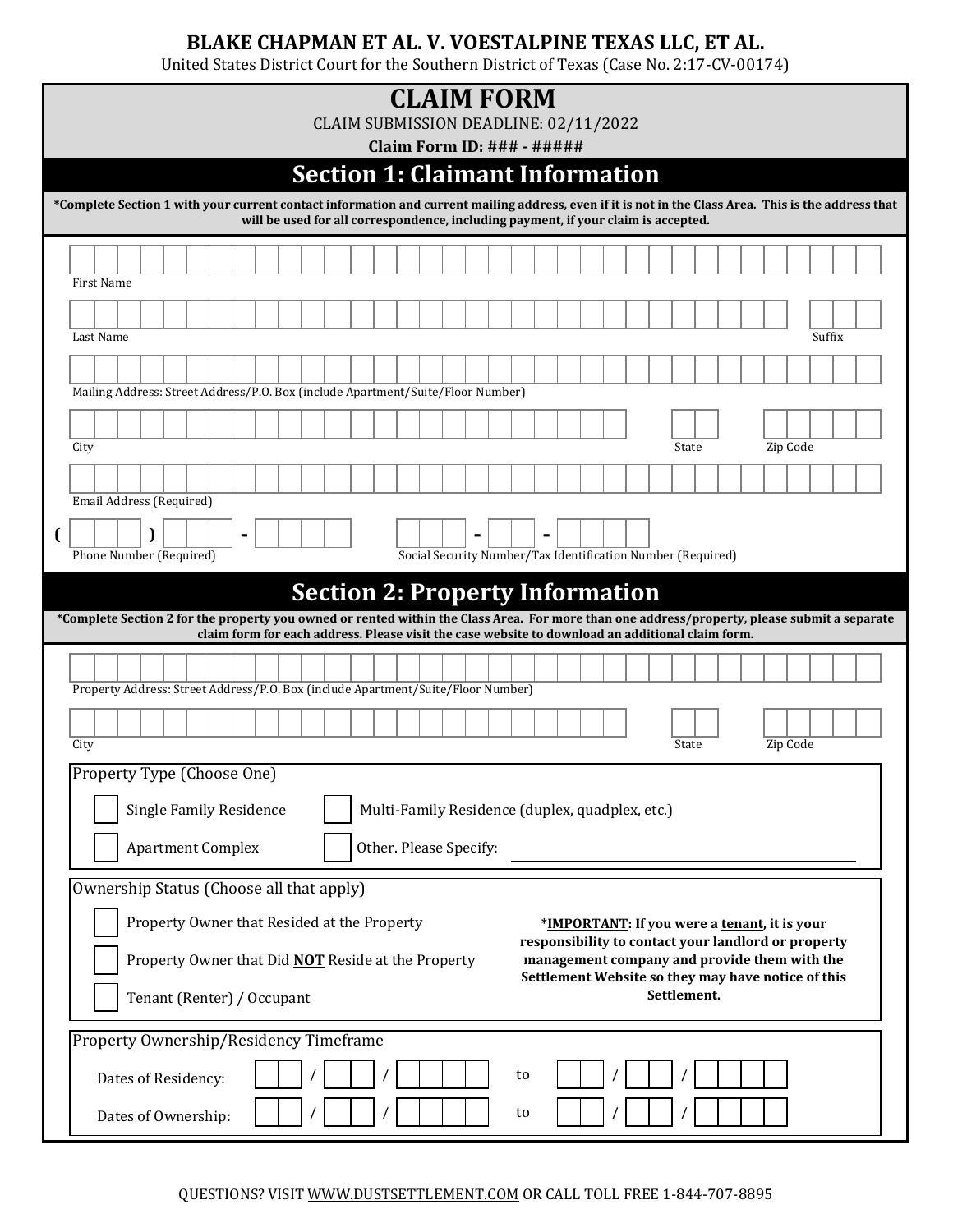**BLAKE CHAPMAN ET AL. V. VOESTALPINE TEXAS LLC, ET AL.**

United States District Court for the Southern District of Texas (Case No. 2:17-CV-00174)

# CLAIM FORM

CLAIM SUBMISSION DEADLINE: 02/11/2022

**Claim Form ID: ### - #####**

## Section 1: Claimant Information

**\*Complete Section 1 with your current contact information and current mailing address, even if it is not in the Class Area. This is the address that will be used for all correspondence, including payment, if your claim is accepted.**

First Name

Last Name | Suffix

Mailing Address: Street Address/P.O. Box (include Apartment/Suite/Floor Number)

City | State | Zip Code

Email Address (Required)

( ) - Phone Number (Required)

- - Social Security Number/Tax Identification Number (Required)

## Section 2: Property Information

**\*Complete Section 2 for the property you owned or rented within the Class Area. For more than one address/property, please submit a separate claim form for each address. Please visit the case website to download an additional claim form.**

Property Address: Street Address/P.O. Box (include Apartment/Suite/Floor Number)

City | State | Zip Code

Property Type (Choose One)

- ☐ Single Family Residence
- ☐ Multi-Family Residence (duplex, quadplex, etc.)
- ☐ Apartment Complex
- ☐ Other. Please Specify: ____________________

Ownership Status (Choose all that apply)

- ☐ Property Owner that Resided at the Property
- ☐ Property Owner that Did **NOT** Reside at the Property
- ☐ Tenant (Renter) / Occupant

**\*IMPORTANT: If you were a tenant, it is your responsibility to contact your landlord or property management company and provide them with the Settlement Website so they may have notice of this Settlement.**

Property Ownership/Residency Timeframe

Dates of Residency: ___ / ___ / _____ to ___ / ___ / _____

Dates of Ownership: ___ / ___ / _____ to ___ / ___ / _____

QUESTIONS? VISIT WWW.DUSTSETTLEMENT.COM OR CALL TOLL FREE 1-844-707-8895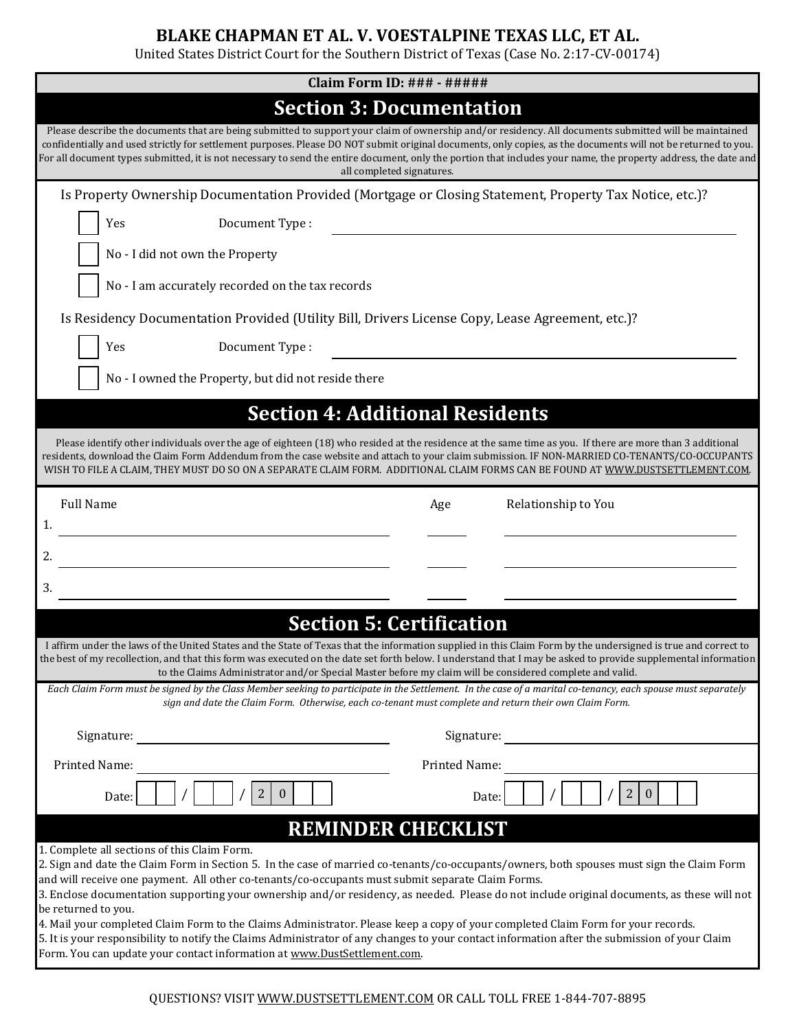**BLAKE CHAPMAN ET AL. V. VOESTALPINE TEXAS LLC, ET AL.**

United States District Court for the Southern District of Texas (Case No. 2:17-CV-00174)

**Claim Form ID: ### - #####**

## Section 3: Documentation

Please describe the documents that are being submitted to support your claim of ownership and/or residency. All documents submitted will be maintained confidentially and used strictly for settlement purposes. Please DO NOT submit original documents, only copies, as the documents will not be returned to you. For all document types submitted, it is not necessary to send the entire document, only the portion that includes your name, the property address, the date and all completed signatures.

Is Property Ownership Documentation Provided (Mortgage or Closing Statement, Property Tax Notice, etc.)?

- ☐ Yes Document Type : ______________________________
- ☐ No - I did not own the Property
- ☐ No - I am accurately recorded on the tax records

Is Residency Documentation Provided (Utility Bill, Drivers License Copy, Lease Agreement, etc.)?

- ☐ Yes Document Type : ______________________________
- ☐ No - I owned the Property, but did not reside there

## Section 4: Additional Residents

Please identify other individuals over the age of eighteen (18) who resided at the residence at the same time as you. If there are more than 3 additional residents, download the Claim Form Addendum from the case website and attach to your claim submission. IF NON-MARRIED CO-TENANTS/CO-OCCUPANTS WISH TO FILE A CLAIM, THEY MUST DO SO ON A SEPARATE CLAIM FORM. ADDITIONAL CLAIM FORMS CAN BE FOUND AT WWW.DUSTSETTLEMENT.COM.

| | Full Name | Age | Relationship to You |
|---|---|---|---|
| 1. | | | |
| 2. | | | |
| 3. | | | |

## Section 5: Certification

I affirm under the laws of the United States and the State of Texas that the information supplied in this Claim Form by the undersigned is true and correct to the best of my recollection, and that this form was executed on the date set forth below. I understand that I may be asked to provide supplemental information to the Claims Administrator and/or Special Master before my claim will be considered complete and valid.

*Each Claim Form must be signed by the Class Member seeking to participate in the Settlement. In the case of a marital co-tenancy, each spouse must separately sign and date the Claim Form. Otherwise, each co-tenant must complete and return their own Claim Form.*

Signature: ______________________________ Signature: ______________________________

Printed Name: ______________________________ Printed Name: ______________________________

Date: __ __ / __ __ / 2 0 __ __ Date: __ __ / __ __ / 2 0 __ __

## REMINDER CHECKLIST

1. Complete all sections of this Claim Form.
2. Sign and date the Claim Form in Section 5. In the case of married co-tenants/co-occupants/owners, both spouses must sign the Claim Form and will receive one payment. All other co-tenants/co-occupants must submit separate Claim Forms.
3. Enclose documentation supporting your ownership and/or residency, as needed. Please do not include original documents, as these will not be returned to you.
4. Mail your completed Claim Form to the Claims Administrator. Please keep a copy of your completed Claim Form for your records.
5. It is your responsibility to notify the Claims Administrator of any changes to your contact information after the submission of your Claim Form. You can update your contact information at www.DustSettlement.com.

QUESTIONS? VISIT WWW.DUSTSETTLEMENT.COM OR CALL TOLL FREE 1-844-707-8895